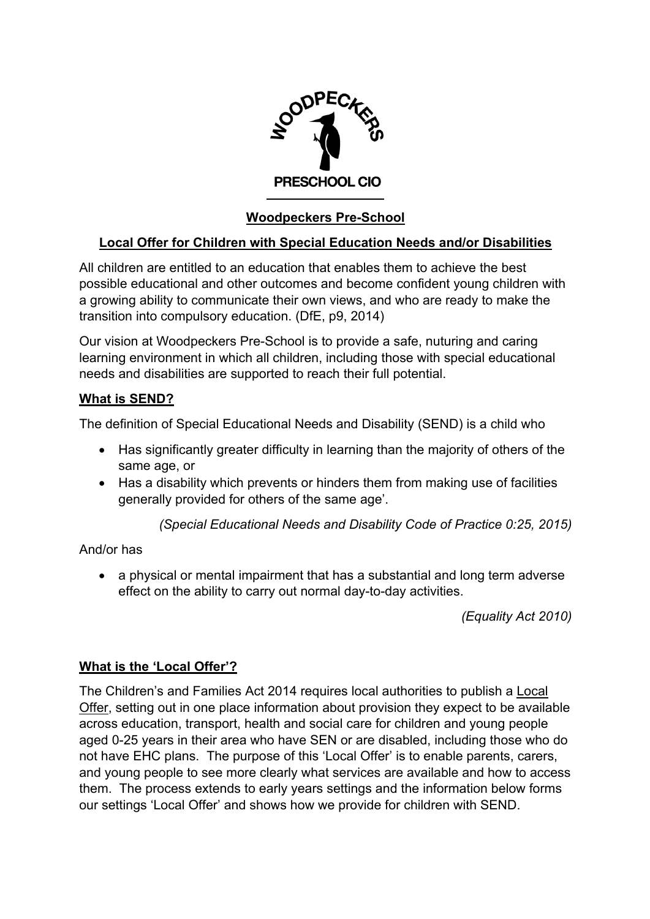WOODPECKERS

PRESCHOOL CIO

## Woodpeckers Pre-School

## Local Offer for Children with Special Education Needs and/or Disabilities

All children are entitled to an education that enables them to achieve the best possible educational and other outcomes and become confident young children with a growing ability to communicate their own views, and who are ready to make the transition into compulsory education. (DfE, p9, 2014)

Our vision at Woodpeckers Pre-School is to provide a safe, nuturing and caring learning environment in which all children, including those with special educational needs and disabilities are supported to reach their full potential.

### What is SEND?

The definition of Special Educational Needs and Disability (SEND) is a child who

- Has significantly greater difficulty in learning than the majority of others of the same age, or
- Has a disability which prevents or hinders them from making use of facilities generally provided for others of the same age'.

*(Special Educational Needs and Disability Code of Practice 0:25, 2015)*

And/or has

- a physical or mental impairment that has a substantial and long term adverse effect on the ability to carry out normal day-to-day activities.

*(Equality Act 2010)*

### What is the 'Local Offer'?

The Children's and Families Act 2014 requires local authorities to publish a Local Offer, setting out in one place information about provision they expect to be available across education, transport, health and social care for children and young people aged 0-25 years in their area who have SEN or are disabled, including those who do not have EHC plans. The purpose of this 'Local Offer' is to enable parents, carers, and young people to see more clearly what services are available and how to access them. The process extends to early years settings and the information below forms our settings 'Local Offer' and shows how we provide for children with SEND.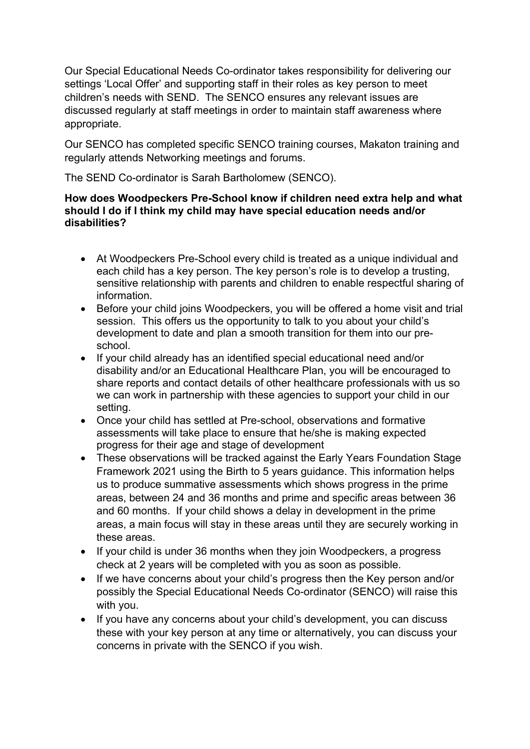Our Special Educational Needs Co-ordinator takes responsibility for delivering our settings 'Local Offer' and supporting staff in their roles as key person to meet children's needs with SEND. The SENCO ensures any relevant issues are discussed regularly at staff meetings in order to maintain staff awareness where appropriate.

Our SENCO has completed specific SENCO training courses, Makaton training and regularly attends Networking meetings and forums.

The SEND Co-ordinator is Sarah Bartholomew (SENCO).

**How does Woodpeckers Pre-School know if children need extra help and what should I do if I think my child may have special education needs and/or disabilities?**

- At Woodpeckers Pre-School every child is treated as a unique individual and each child has a key person. The key person's role is to develop a trusting, sensitive relationship with parents and children to enable respectful sharing of information.
- Before your child joins Woodpeckers, you will be offered a home visit and trial session. This offers us the opportunity to talk to you about your child's development to date and plan a smooth transition for them into our pre-school.
- If your child already has an identified special educational need and/or disability and/or an Educational Healthcare Plan, you will be encouraged to share reports and contact details of other healthcare professionals with us so we can work in partnership with these agencies to support your child in our setting.
- Once your child has settled at Pre-school, observations and formative assessments will take place to ensure that he/she is making expected progress for their age and stage of development
- These observations will be tracked against the Early Years Foundation Stage Framework 2021 using the Birth to 5 years guidance. This information helps us to produce summative assessments which shows progress in the prime areas, between 24 and 36 months and prime and specific areas between 36 and 60 months. If your child shows a delay in development in the prime areas, a main focus will stay in these areas until they are securely working in these areas.
- If your child is under 36 months when they join Woodpeckers, a progress check at 2 years will be completed with you as soon as possible.
- If we have concerns about your child's progress then the Key person and/or possibly the Special Educational Needs Co-ordinator (SENCO) will raise this with you.
- If you have any concerns about your child's development, you can discuss these with your key person at any time or alternatively, you can discuss your concerns in private with the SENCO if you wish.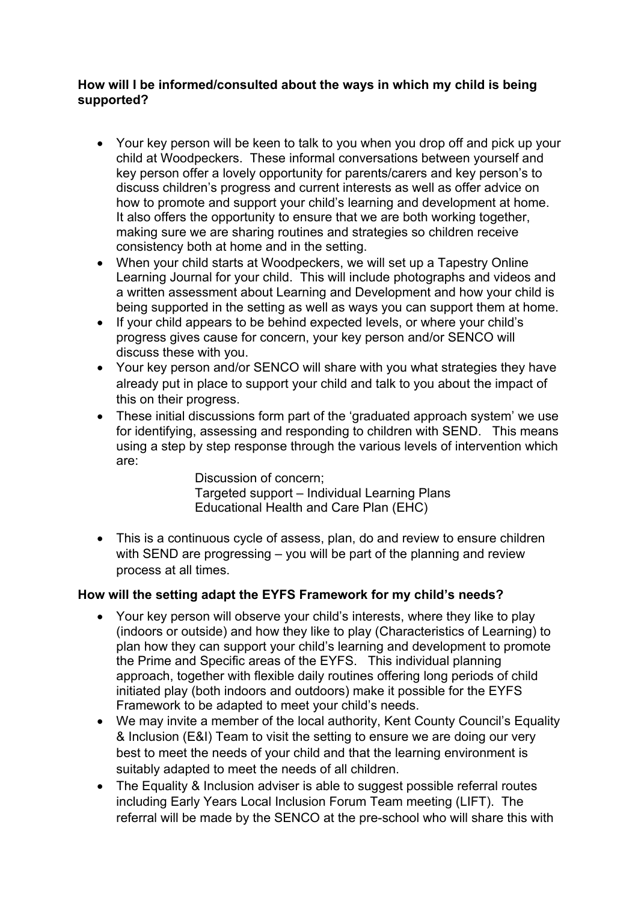**How will I be informed/consulted about the ways in which my child is being supported?**

- Your key person will be keen to talk to you when you drop off and pick up your child at Woodpeckers. These informal conversations between yourself and key person offer a lovely opportunity for parents/carers and key person's to discuss children's progress and current interests as well as offer advice on how to promote and support your child's learning and development at home. It also offers the opportunity to ensure that we are both working together, making sure we are sharing routines and strategies so children receive consistency both at home and in the setting.
- When your child starts at Woodpeckers, we will set up a Tapestry Online Learning Journal for your child. This will include photographs and videos and a written assessment about Learning and Development and how your child is being supported in the setting as well as ways you can support them at home.
- If your child appears to be behind expected levels, or where your child's progress gives cause for concern, your key person and/or SENCO will discuss these with you.
- Your key person and/or SENCO will share with you what strategies they have already put in place to support your child and talk to you about the impact of this on their progress.
- These initial discussions form part of the 'graduated approach system' we use for identifying, assessing and responding to children with SEND. This means using a step by step response through the various levels of intervention which are:

  Discussion of concern;
  Targeted support – Individual Learning Plans
  Educational Health and Care Plan (EHC)

- This is a continuous cycle of assess, plan, do and review to ensure children with SEND are progressing – you will be part of the planning and review process at all times.

**How will the setting adapt the EYFS Framework for my child's needs?**

- Your key person will observe your child's interests, where they like to play (indoors or outside) and how they like to play (Characteristics of Learning) to plan how they can support your child's learning and development to promote the Prime and Specific areas of the EYFS. This individual planning approach, together with flexible daily routines offering long periods of child initiated play (both indoors and outdoors) make it possible for the EYFS Framework to be adapted to meet your child's needs.
- We may invite a member of the local authority, Kent County Council's Equality & Inclusion (E&I) Team to visit the setting to ensure we are doing our very best to meet the needs of your child and that the learning environment is suitably adapted to meet the needs of all children.
- The Equality & Inclusion adviser is able to suggest possible referral routes including Early Years Local Inclusion Forum Team meeting (LIFT). The referral will be made by the SENCO at the pre-school who will share this with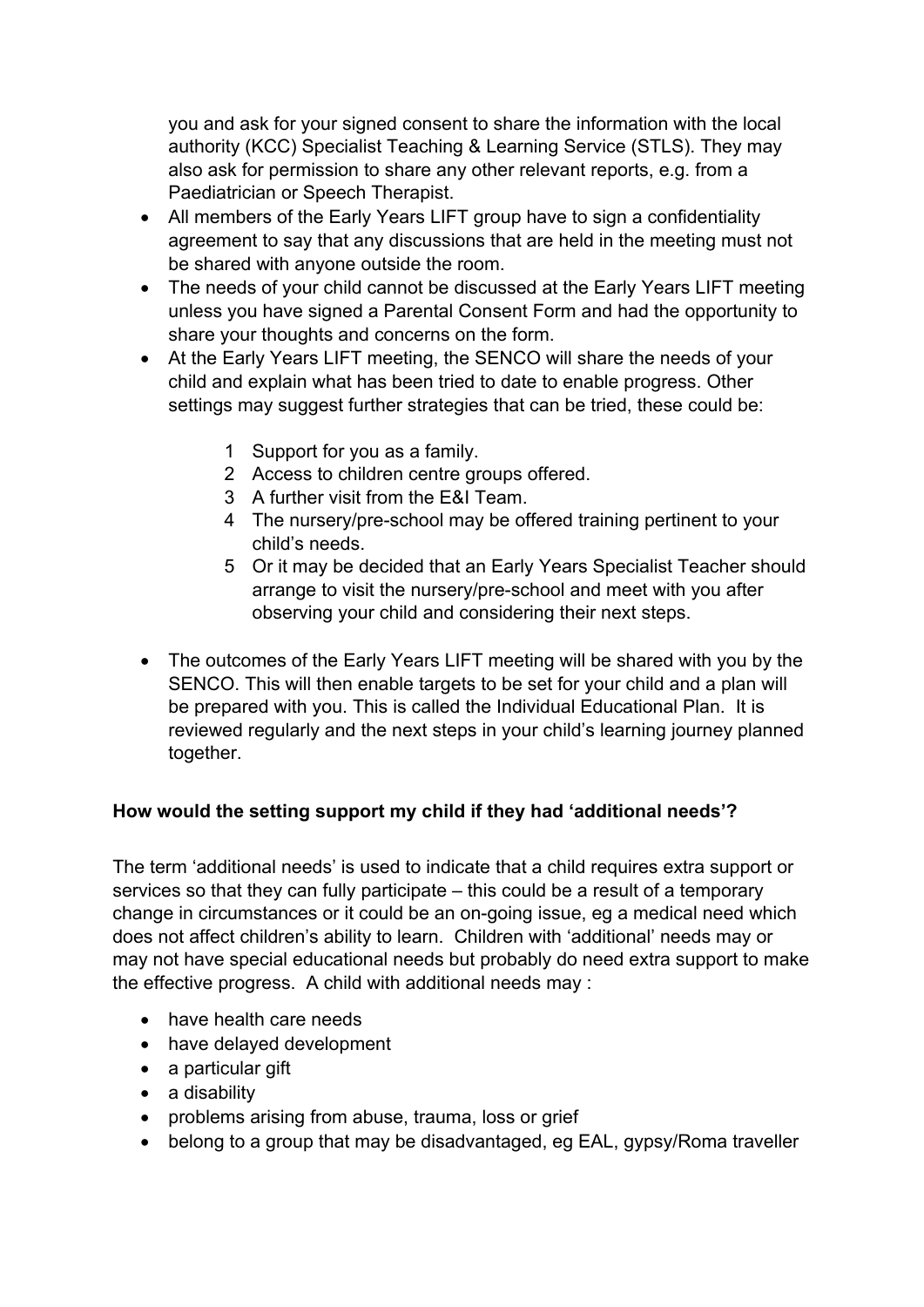you and ask for your signed consent to share the information with the local authority (KCC) Specialist Teaching & Learning Service (STLS). They may also ask for permission to share any other relevant reports, e.g. from a Paediatrician or Speech Therapist.

- All members of the Early Years LIFT group have to sign a confidentiality agreement to say that any discussions that are held in the meeting must not be shared with anyone outside the room.
- The needs of your child cannot be discussed at the Early Years LIFT meeting unless you have signed a Parental Consent Form and had the opportunity to share your thoughts and concerns on the form.
- At the Early Years LIFT meeting, the SENCO will share the needs of your child and explain what has been tried to date to enable progress. Other settings may suggest further strategies that can be tried, these could be:

    1. Support for you as a family.
    2. Access to children centre groups offered.
    3. A further visit from the E&I Team.
    4. The nursery/pre-school may be offered training pertinent to your child's needs.
    5. Or it may be decided that an Early Years Specialist Teacher should arrange to visit the nursery/pre-school and meet with you after observing your child and considering their next steps.

- The outcomes of the Early Years LIFT meeting will be shared with you by the SENCO. This will then enable targets to be set for your child and a plan will be prepared with you. This is called the Individual Educational Plan. It is reviewed regularly and the next steps in your child's learning journey planned together.

**How would the setting support my child if they had 'additional needs'?**

The term 'additional needs' is used to indicate that a child requires extra support or services so that they can fully participate – this could be a result of a temporary change in circumstances or it could be an on-going issue, eg a medical need which does not affect children's ability to learn. Children with 'additional' needs may or may not have special educational needs but probably do need extra support to make the effective progress. A child with additional needs may :

- have health care needs
- have delayed development
- a particular gift
- a disability
- problems arising from abuse, trauma, loss or grief
- belong to a group that may be disadvantaged, eg EAL, gypsy/Roma traveller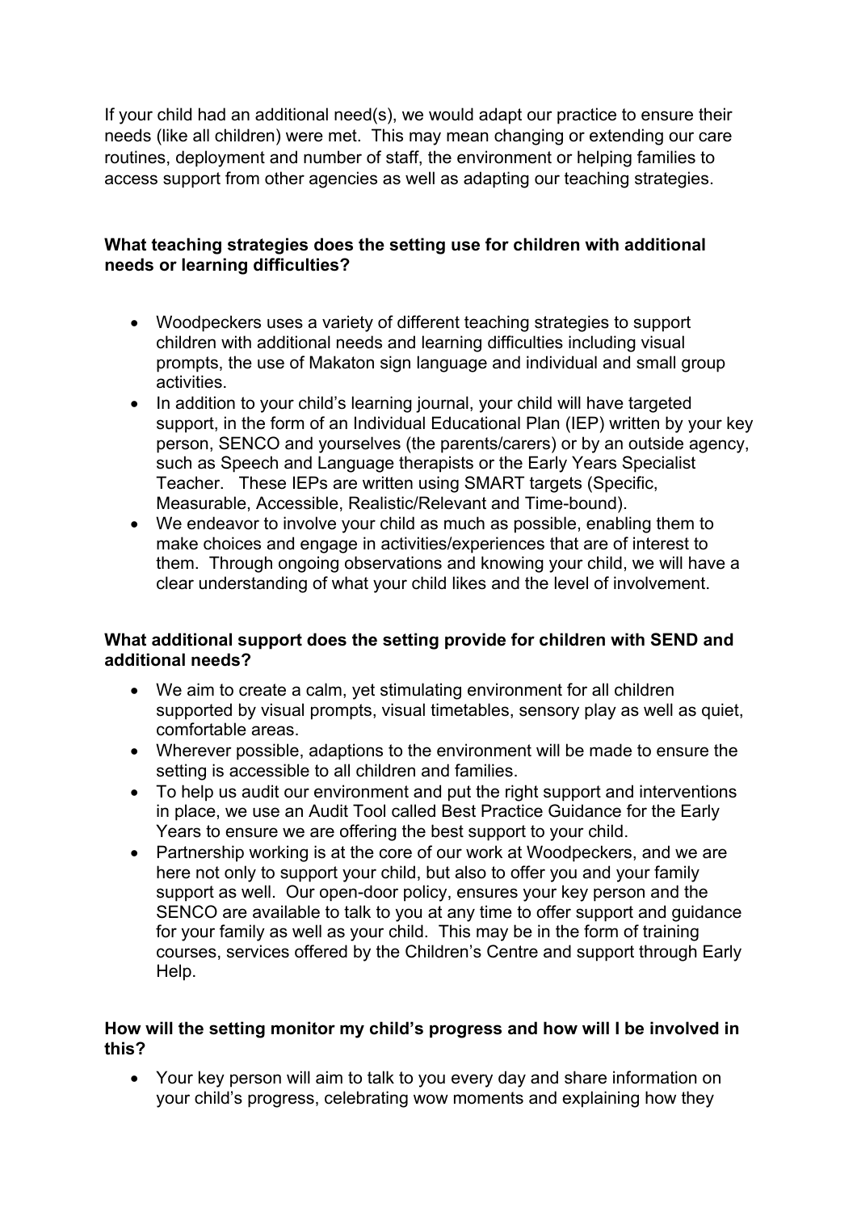If your child had an additional need(s), we would adapt our practice to ensure their needs (like all children) were met. This may mean changing or extending our care routines, deployment and number of staff, the environment or helping families to access support from other agencies as well as adapting our teaching strategies.

**What teaching strategies does the setting use for children with additional needs or learning difficulties?**

- Woodpeckers uses a variety of different teaching strategies to support children with additional needs and learning difficulties including visual prompts, the use of Makaton sign language and individual and small group activities.
- In addition to your child's learning journal, your child will have targeted support, in the form of an Individual Educational Plan (IEP) written by your key person, SENCO and yourselves (the parents/carers) or by an outside agency, such as Speech and Language therapists or the Early Years Specialist Teacher. These IEPs are written using SMART targets (Specific, Measurable, Accessible, Realistic/Relevant and Time-bound).
- We endeavor to involve your child as much as possible, enabling them to make choices and engage in activities/experiences that are of interest to them. Through ongoing observations and knowing your child, we will have a clear understanding of what your child likes and the level of involvement.

**What additional support does the setting provide for children with SEND and additional needs?**

- We aim to create a calm, yet stimulating environment for all children supported by visual prompts, visual timetables, sensory play as well as quiet, comfortable areas.
- Wherever possible, adaptions to the environment will be made to ensure the setting is accessible to all children and families.
- To help us audit our environment and put the right support and interventions in place, we use an Audit Tool called Best Practice Guidance for the Early Years to ensure we are offering the best support to your child.
- Partnership working is at the core of our work at Woodpeckers, and we are here not only to support your child, but also to offer you and your family support as well. Our open-door policy, ensures your key person and the SENCO are available to talk to you at any time to offer support and guidance for your family as well as your child. This may be in the form of training courses, services offered by the Children's Centre and support through Early Help.

**How will the setting monitor my child's progress and how will I be involved in this?**

- Your key person will aim to talk to you every day and share information on your child's progress, celebrating wow moments and explaining how they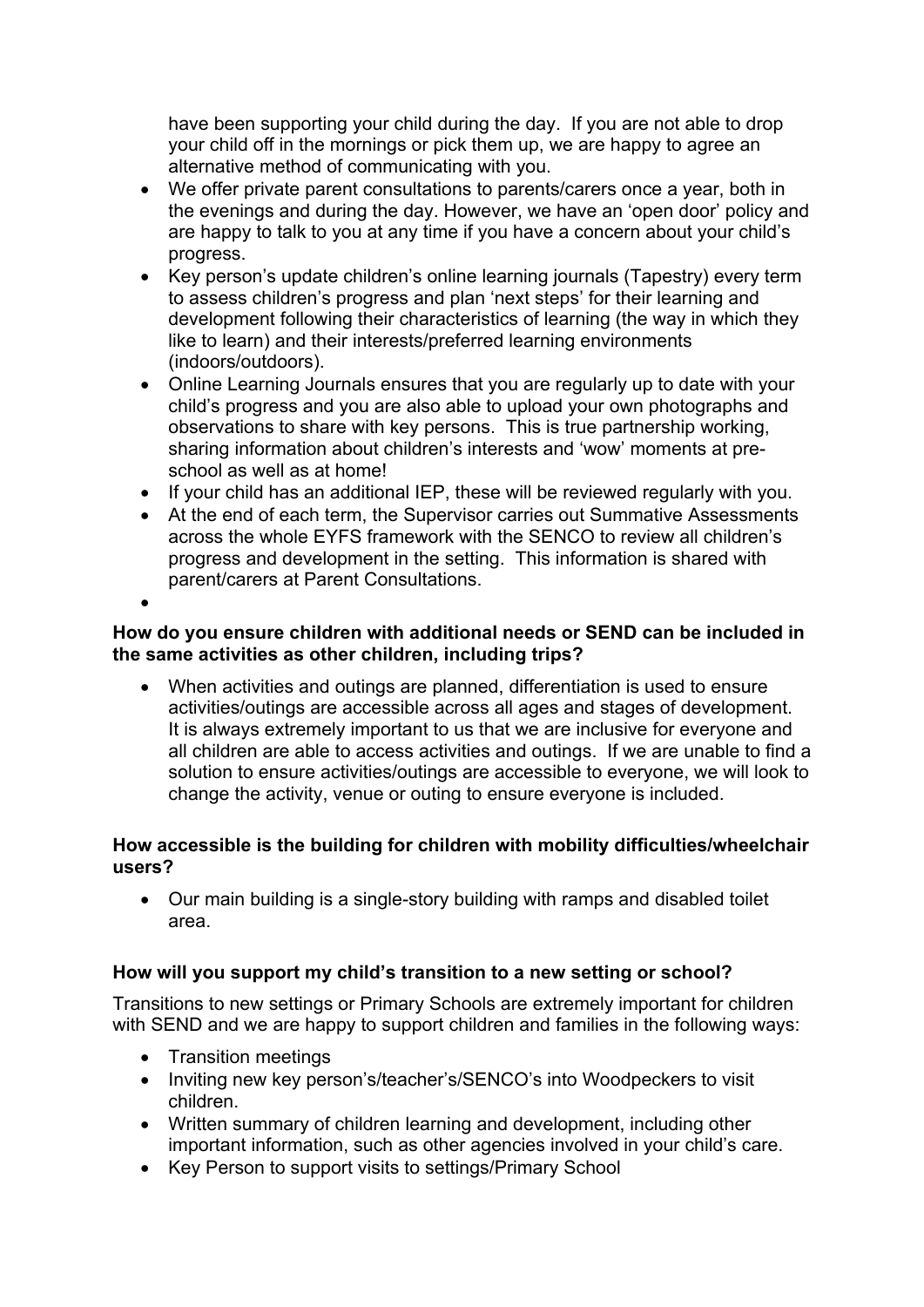have been supporting your child during the day.  If you are not able to drop your child off in the mornings or pick them up, we are happy to agree an alternative method of communicating with you.

- We offer private parent consultations to parents/carers once a year, both in the evenings and during the day. However, we have an 'open door' policy and are happy to talk to you at any time if you have a concern about your child's progress.
- Key person's update children's online learning journals (Tapestry) every term to assess children's progress and plan 'next steps' for their learning and development following their characteristics of learning (the way in which they like to learn) and their interests/preferred learning environments (indoors/outdoors).
- Online Learning Journals ensures that you are regularly up to date with your child's progress and you are also able to upload your own photographs and observations to share with key persons.  This is true partnership working, sharing information about children's interests and 'wow' moments at pre-school as well as at home!
- If your child has an additional IEP, these will be reviewed regularly with you.
- At the end of each term, the Supervisor carries out Summative Assessments across the whole EYFS framework with the SENCO to review all children's progress and development in the setting.  This information is shared with parent/carers at Parent Consultations.

**How do you ensure children with additional needs or SEND can be included in the same activities as other children, including trips?**

- When activities and outings are planned, differentiation is used to ensure activities/outings are accessible across all ages and stages of development. It is always extremely important to us that we are inclusive for everyone and all children are able to access activities and outings.  If we are unable to find a solution to ensure activities/outings are accessible to everyone, we will look to change the activity, venue or outing to ensure everyone is included.

**How accessible is the building for children with mobility difficulties/wheelchair users?**

- Our main building is a single-story building with ramps and disabled toilet area.

**How will you support my child's transition to a new setting or school?**

Transitions to new settings or Primary Schools are extremely important for children with SEND and we are happy to support children and families in the following ways:

- Transition meetings
- Inviting new key person's/teacher's/SENCO's into Woodpeckers to visit children.
- Written summary of children learning and development, including other important information, such as other agencies involved in your child's care.
- Key Person to support visits to settings/Primary School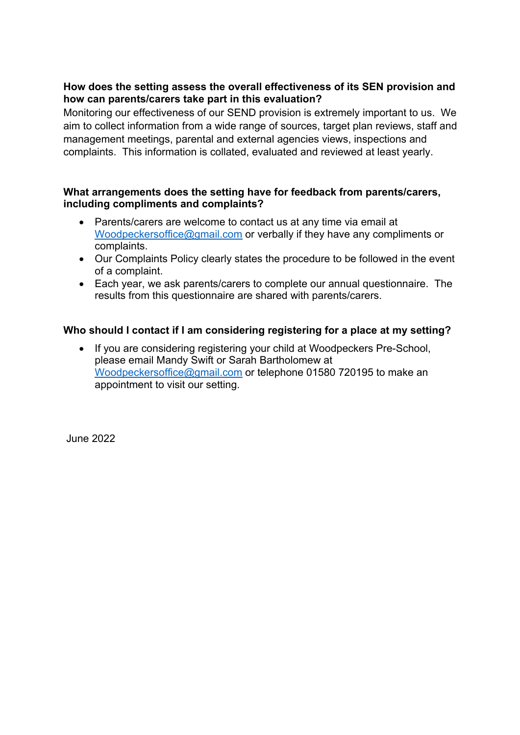**How does the setting assess the overall effectiveness of its SEN provision and how can parents/carers take part in this evaluation?**

Monitoring our effectiveness of our SEND provision is extremely important to us. We aim to collect information from a wide range of sources, target plan reviews, staff and management meetings, parental and external agencies views, inspections and complaints. This information is collated, evaluated and reviewed at least yearly.

**What arrangements does the setting have for feedback from parents/carers, including compliments and complaints?**

- Parents/carers are welcome to contact us at any time via email at Woodpeckersoffice@gmail.com or verbally if they have any compliments or complaints.
- Our Complaints Policy clearly states the procedure to be followed in the event of a complaint.
- Each year, we ask parents/carers to complete our annual questionnaire. The results from this questionnaire are shared with parents/carers.

**Who should I contact if I am considering registering for a place at my setting?**

- If you are considering registering your child at Woodpeckers Pre-School, please email Mandy Swift or Sarah Bartholomew at Woodpeckersoffice@gmail.com or telephone 01580 720195 to make an appointment to visit our setting.

June 2022